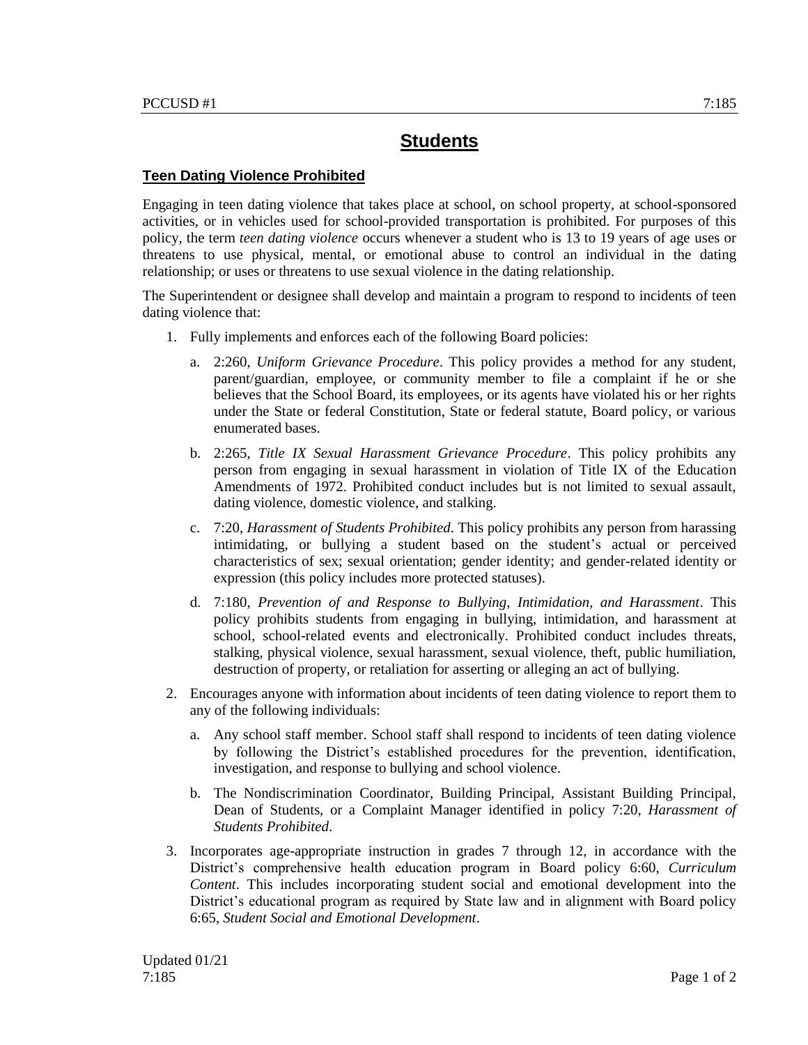# Students

## Teen Dating Violence Prohibited

Engaging in teen dating violence that takes place at school, on school property, at school-sponsored activities, or in vehicles used for school-provided transportation is prohibited. For purposes of this policy, the term *teen dating violence* occurs whenever a student who is 13 to 19 years of age uses or threatens to use physical, mental, or emotional abuse to control an individual in the dating relationship; or uses or threatens to use sexual violence in the dating relationship.

The Superintendent or designee shall develop and maintain a program to respond to incidents of teen dating violence that:

1. Fully implements and enforces each of the following Board policies:
   a. 2:260, *Uniform Grievance Procedure*. This policy provides a method for any student, parent/guardian, employee, or community member to file a complaint if he or she believes that the School Board, its employees, or its agents have violated his or her rights under the State or federal Constitution, State or federal statute, Board policy, or various enumerated bases.
   b. 2:265, *Title IX Sexual Harassment Grievance Procedure*. This policy prohibits any person from engaging in sexual harassment in violation of Title IX of the Education Amendments of 1972. Prohibited conduct includes but is not limited to sexual assault, dating violence, domestic violence, and stalking.
   c. 7:20, *Harassment of Students Prohibited*. This policy prohibits any person from harassing intimidating, or bullying a student based on the student's actual or perceived characteristics of sex; sexual orientation; gender identity; and gender-related identity or expression (this policy includes more protected statuses).
   d. 7:180, *Prevention of and Response to Bullying, Intimidation, and Harassment*. This policy prohibits students from engaging in bullying, intimidation, and harassment at school, school-related events and electronically. Prohibited conduct includes threats, stalking, physical violence, sexual harassment, sexual violence, theft, public humiliation, destruction of property, or retaliation for asserting or alleging an act of bullying.
2. Encourages anyone with information about incidents of teen dating violence to report them to any of the following individuals:
   a. Any school staff member. School staff shall respond to incidents of teen dating violence by following the District's established procedures for the prevention, identification, investigation, and response to bullying and school violence.
   b. The Nondiscrimination Coordinator, Building Principal, Assistant Building Principal, Dean of Students, or a Complaint Manager identified in policy 7:20, *Harassment of Students Prohibited*.
3. Incorporates age-appropriate instruction in grades 7 through 12, in accordance with the District's comprehensive health education program in Board policy 6:60, *Curriculum Content*. This includes incorporating student social and emotional development into the District's educational program as required by State law and in alignment with Board policy 6:65, *Student Social and Emotional Development*.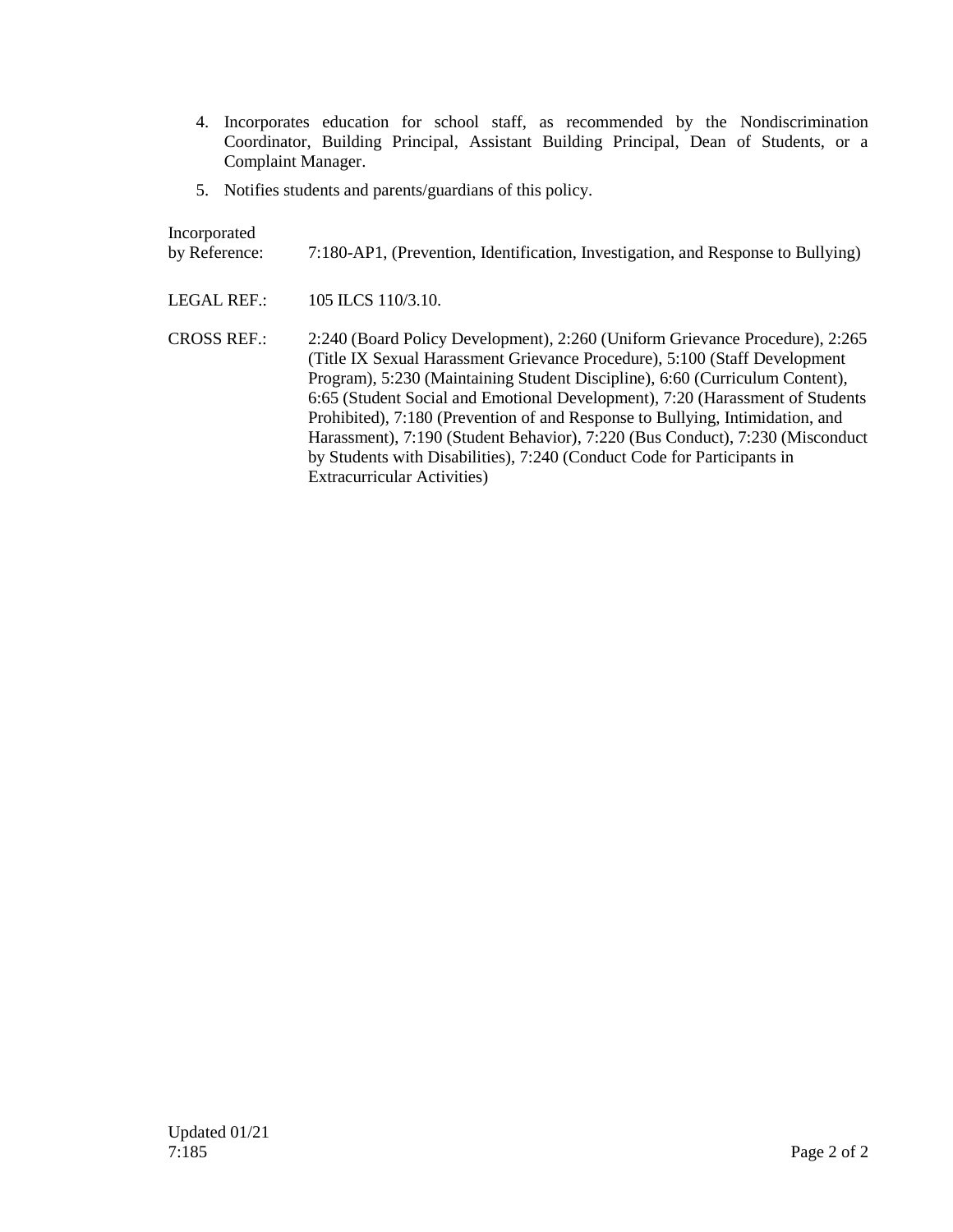4. Incorporates education for school staff, as recommended by the Nondiscrimination Coordinator, Building Principal, Assistant Building Principal, Dean of Students, or a Complaint Manager.
5. Notifies students and parents/guardians of this policy.

Incorporated by Reference: 7:180-AP1, (Prevention, Identification, Investigation, and Response to Bullying)

LEGAL REF.: 105 ILCS 110/3.10.

CROSS REF.: 2:240 (Board Policy Development), 2:260 (Uniform Grievance Procedure), 2:265 (Title IX Sexual Harassment Grievance Procedure), 5:100 (Staff Development Program), 5:230 (Maintaining Student Discipline), 6:60 (Curriculum Content), 6:65 (Student Social and Emotional Development), 7:20 (Harassment of Students Prohibited), 7:180 (Prevention of and Response to Bullying, Intimidation, and Harassment), 7:190 (Student Behavior), 7:220 (Bus Conduct), 7:230 (Misconduct by Students with Disabilities), 7:240 (Conduct Code for Participants in Extracurricular Activities)

Updated 01/21
7:185